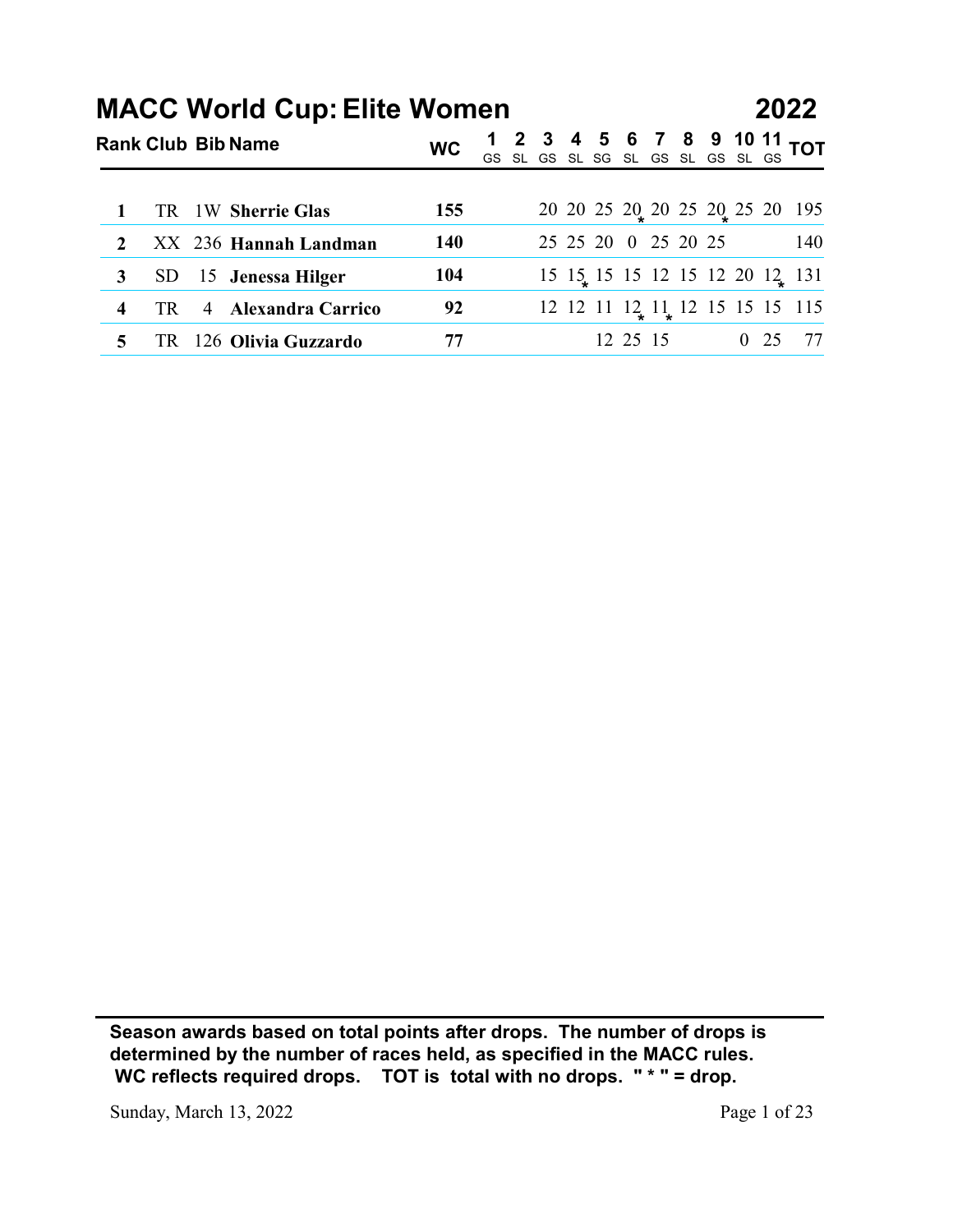# MACC World Cup: Elite Women — 2022

| Rank | Club | Bib | Name | WC | 1 GS | 2 SL | 3 GS | 4 SL | 5 SG | 6 SL | 7 GS | 8 SL | 9 GS | 10 SL | 11 GS | TOT |
|---|---|---|---|---|---|---|---|---|---|---|---|---|---|---|---|---|
| **1** | TR | 1W | **Sherrie Glas** | **155** | | | 20 | 20 | 25 | 20* | 20 | 25 | 20* | 25 | 20 | 195 |
| **2** | XX | 236 | **Hannah Landman** | **140** | | | 25 | 25 | 20 | 0 | 25 | 20 | 25 | | | 140 |
| **3** | SD | 15 | **Jenessa Hilger** | **104** | | | 15 | 15* | 15 | 15 | 12 | 15 | 12 | 20 | 12* | 131 |
| **4** | TR | 4 | **Alexandra Carrico** | **92** | | | 12 | 12 | 11 | 12* | 11* | 12 | 15 | 15 | 15 | 115 |
| **5** | TR | 126 | **Olivia Guzzardo** | **77** | | | | | 12 | 25 | 15 | | | 0 | 25 | 77 |

**Season awards based on total points after drops. The number of drops is determined by the number of races held, as specified in the MACC rules. WC reflects required drops. TOT is total with no drops. " * " = drop.**

Sunday, March 13, 2022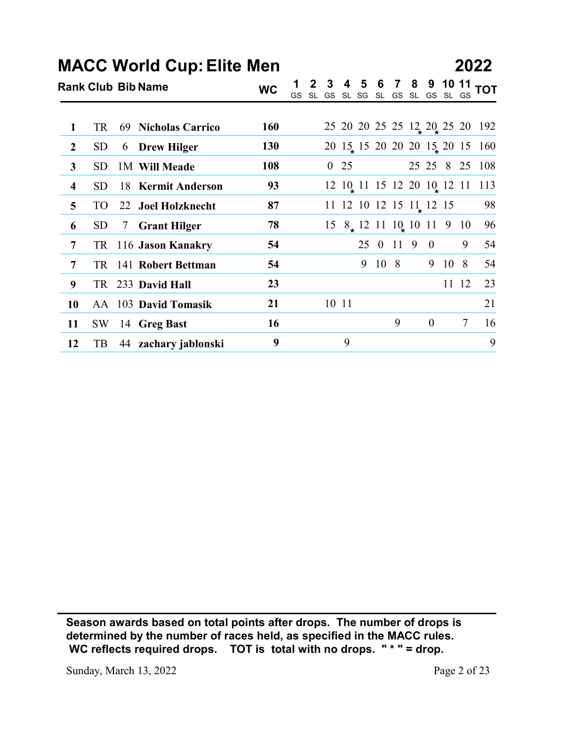# MACC World Cup: Elite Men

## 2022

| Rank | Club | Bib | Name | WC | 1 GS | 2 SL | 3 GS | 4 SL | 5 SG | 6 SL | 7 GS | 8 SL | 9 GS | 10 SL | 11 GS | TOT |
|---|---|---|---|---|---|---|---|---|---|---|---|---|---|---|---|---|
| 1 | TR | 69 | **Nicholas Carrico** | **160** | | | 25 | 20 | 20 | 25 | 25 | 12* | 20* | 25 | 20 | 192 |
| 2 | SD | 6 | **Drew Hilger** | **130** | | | 20 | 15* | 15 | 20 | 20 | 20 | 15* | 20 | 15 | 160 |
| 3 | SD | 1M | **Will Meade** | **108** | | | 0 | 25 | | | | 25 | 25 | 8 | 25 | 108 |
| 4 | SD | 18 | **Kermit Anderson** | **93** | | | 12 | 10* | 11 | 15 | 12 | 20 | 10* | 12 | 11 | 113 |
| 5 | TO | 22 | **Joel Holzknecht** | **87** | | | 11 | 12 | 10 | 12 | 15 | 11* | 12 | 15 | | 98 |
| 6 | SD | 7 | **Grant Hilger** | **78** | | | 15 | 8* | 12 | 11 | 10* | 10 | 11 | 9 | 10 | 96 |
| 7 | TR | 116 | **Jason Kanakry** | **54** | | | | | 25 | 0 | 11 | 9 | 0 | | 9 | 54 |
| 7 | TR | 141 | **Robert Bettman** | **54** | | | | | 9 | 10 | 8 | | 9 | 10 | 8 | 54 |
| 9 | TR | 233 | **David Hall** | **23** | | | | | | | | | | 11 | 12 | 23 |
| 10 | AA | 103 | **David Tomasik** | **21** | | | 10 | 11 | | | | | | | | 21 |
| 11 | SW | 14 | **Greg Bast** | **16** | | | | | | | 9 | | 0 | | 7 | 16 |
| 12 | TB | 44 | **zachary jablonski** | **9** | | | | 9 | | | | | | | | 9 |

**Season awards based on total points after drops. The number of drops is determined by the number of races held, as specified in the MACC rules. WC reflects required drops. TOT is total with no drops. " * " = drop.**

Sunday, March 13, 2022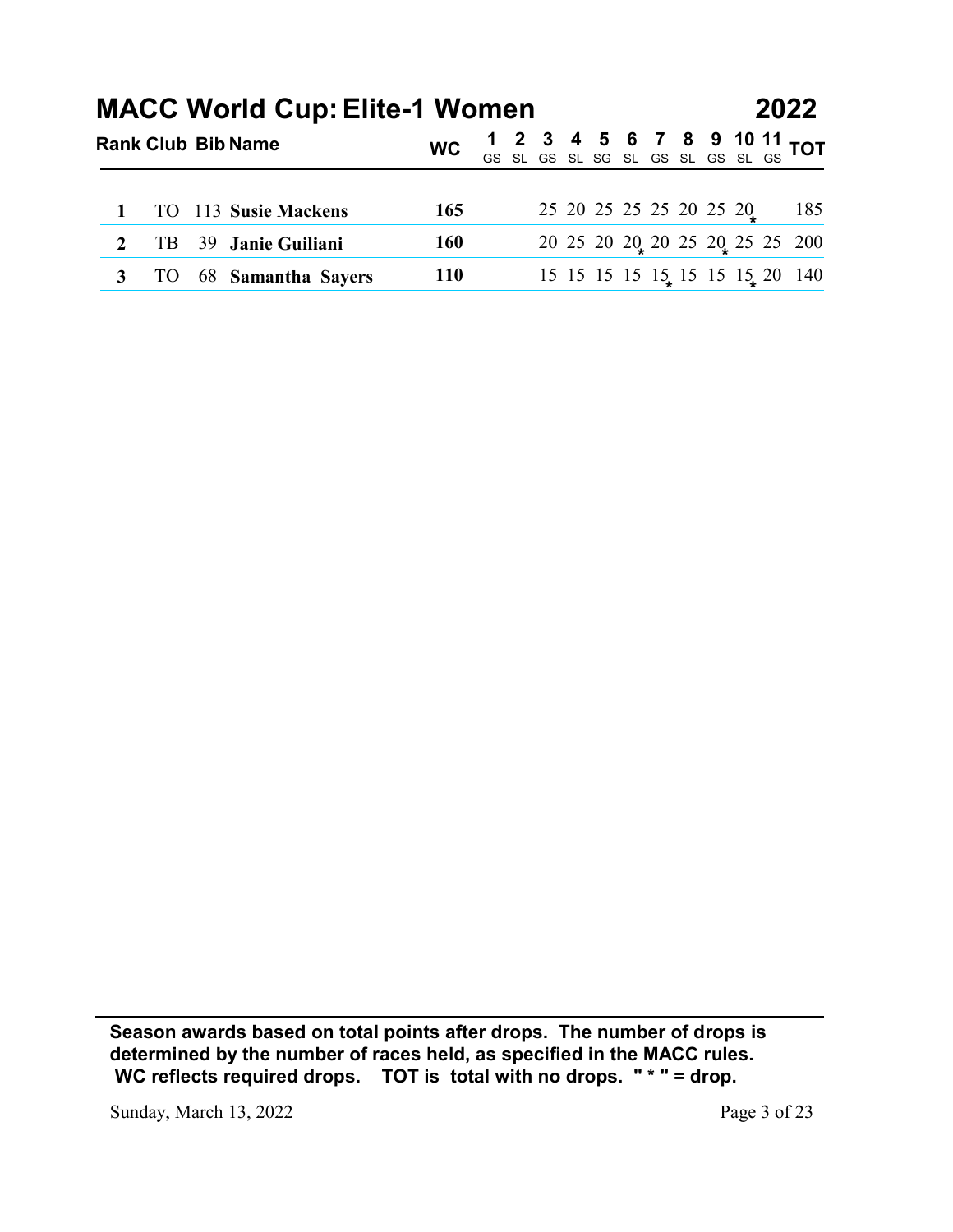# MACC World Cup: Elite-1 Women 2022

| Rank | Club | Bib | Name | WC | 1 GS | 2 SL | 3 GS | 4 SL | 5 SG | 6 SL | 7 GS | 8 SL | 9 GS | 10 SL | 11 GS | TOT |
|---|---|---|---|---|---|---|---|---|---|---|---|---|---|---|---|---|
| 1 | TO | 113 | **Susie Mackens** | **165** | | | 25 | 20 | 25 | 25 | 25 | 20 | 25 | 20* | | 185 |
| 2 | TB | 39 | **Janie Guiliani** | **160** | | | 20 | 25 | 20 | 20* | 20 | 25 | 20* | 25 | 25 | 200 |
| 3 | TO | 68 | **Samantha Sayers** | **110** | | | 15 | 15 | 15 | 15 | 15* | 15 | 15 | 15* | 20 | 140 |

**Season awards based on total points after drops. The number of drops is determined by the number of races held, as specified in the MACC rules. WC reflects required drops. TOT is total with no drops. " * " = drop.**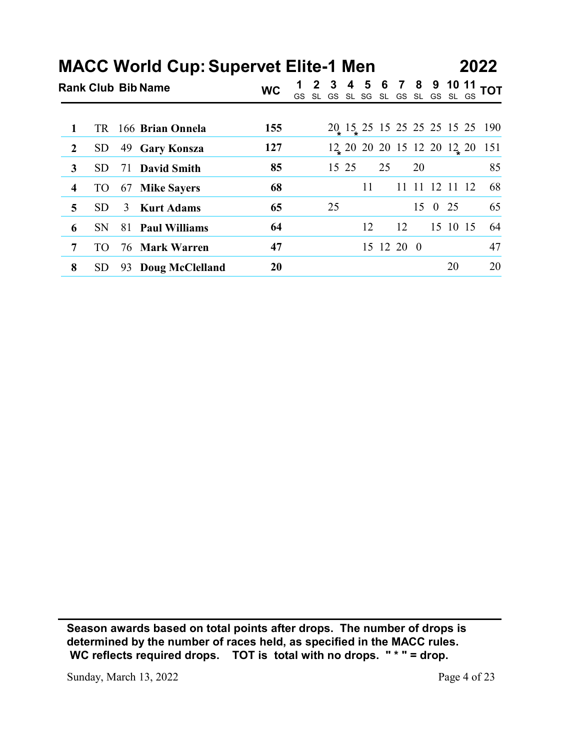# MACC World Cup: Supervet Elite-1 Men 2022

| Rank | Club | Bib | Name | WC | 1 GS | 2 SL | 3 GS | 4 SL | 5 SG | 6 SL | 7 GS | 8 SL | 9 GS | 10 SL | 11 GS | TOT |
|---|---|---|---|---|---|---|---|---|---|---|---|---|---|---|---|---|
| **1** | TR | 166 | **Brian Onnela** | **155** | | | 20* | 15* | 25 | 15 | 25 | 25 | 25 | 15 | 25 | 190 |
| **2** | SD | 49 | **Gary Konsza** | **127** | | | 12* | 20 | 20 | 20 | 15 | 12 | 20 | 12* | 20 | 151 |
| **3** | SD | 71 | **David Smith** | **85** | | | 15 | 25 | | 25 | | 20 | | | | 85 |
| **4** | TO | 67 | **Mike Sayers** | **68** | | | | | 11 | | 11 | 11 | 12 | 11 | 12 | 68 |
| **5** | SD | 3 | **Kurt Adams** | **65** | | | 25 | | | | | 15 | 0 | 25 | | 65 |
| **6** | SN | 81 | **Paul Williams** | **64** | | | | | 12 | | 12 | | 15 | 10 | 15 | 64 |
| **7** | TO | 76 | **Mark Warren** | **47** | | | | | 15 | 12 | 20 | 0 | | | | 47 |
| **8** | SD | 93 | **Doug McClelland** | **20** | | | | | | | | | | 20 | | 20 |

**Season awards based on total points after drops. The number of drops is determined by the number of races held, as specified in the MACC rules. WC reflects required drops. TOT is total with no drops. " * " = drop.**

Sunday, March 13, 2022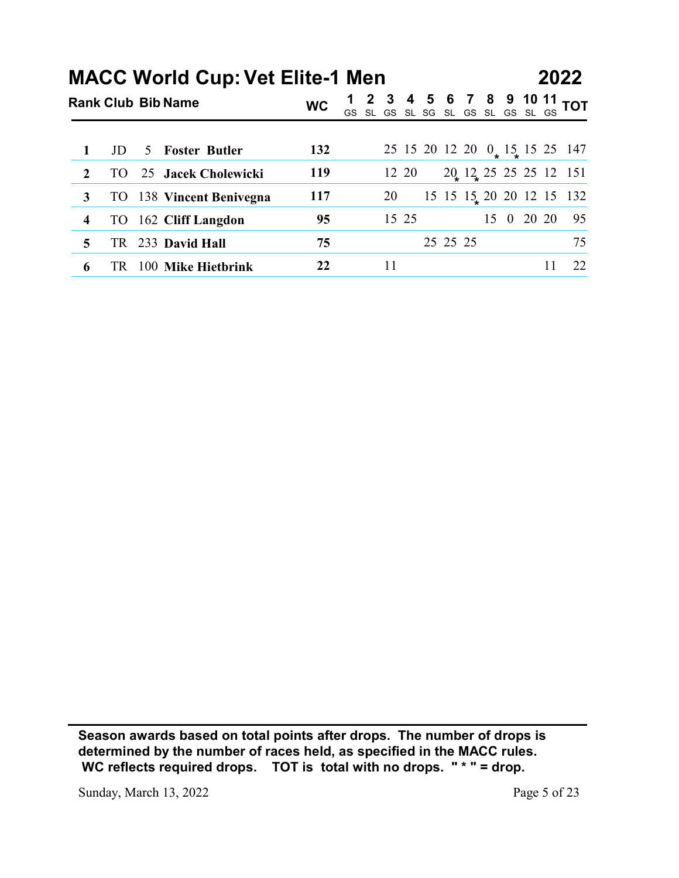# MACC World Cup: Vet Elite-1 Men

## 2022

| Rank | Club | Bib | Name | WC | 1 | 2 | 3 | 4 | 5 | 6 | 7 | 8 | 9 | 10 | 11 | TOT |
|---|---|---|---|---|---|---|---|---|---|---|---|---|---|---|---|---|
| | | | | | GS | SL | GS | SL | SG | SL | GS | SL | GS | SL | GS | |
| 1 | JD | 5 | **Foster Butler** | **132** | | | 25 | 15 | 20 | 12 | 20 | 0* | 15* | 15 | 25 | 147 |
| 2 | TO | 25 | **Jacek Cholewicki** | **119** | | | 12 | 20 | | 20* | 12* | 25 | 25 | 25 | 12 | 151 |
| 3 | TO | 138 | **Vincent Benivegna** | **117** | | | 20 | | 15 | 15 | 15* | 20 | 20 | 12 | 15 | 132 |
| 4 | TO | 162 | **Cliff Langdon** | **95** | | | 15 | 25 | | | | 15 | 0 | 20 | 20 | 95 |
| 5 | TR | 233 | **David Hall** | **75** | | | | | 25 | 25 | 25 | | | | | 75 |
| 6 | TR | 100 | **Mike Hietbrink** | **22** | | | 11 | | | | | | | | 11 | 22 |

**Season awards based on total points after drops. The number of drops is determined by the number of races held, as specified in the MACC rules. WC reflects required drops. TOT is total with no drops. " * " = drop.**

Sunday, March 13, 2022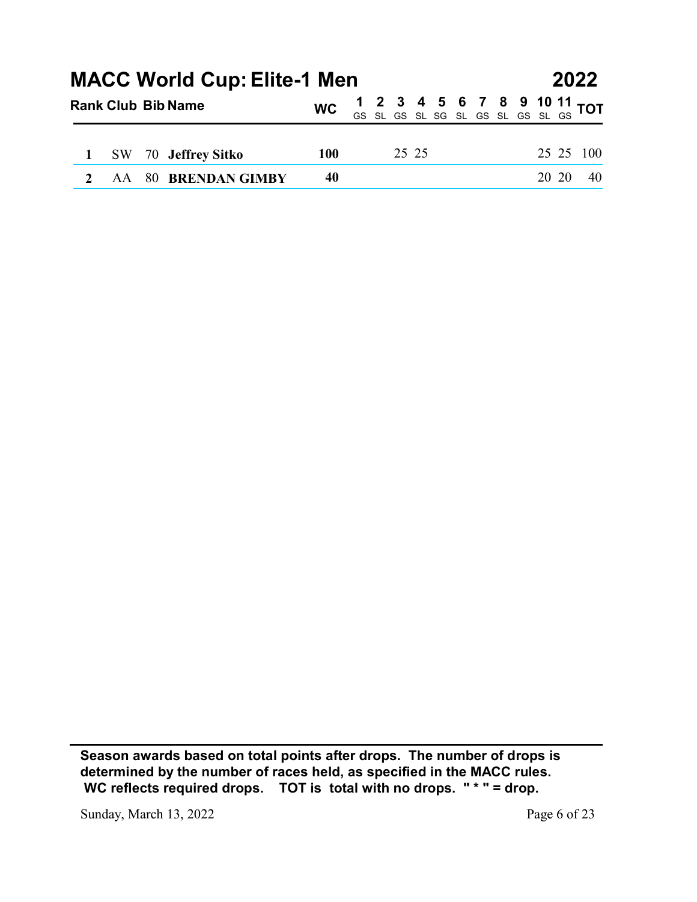# MACC World Cup: Elite-1 Men 2022

| Rank | Club | Bib | Name | WC | 1 GS | 2 SL | 3 GS | 4 SL | 5 SG | 6 SL | 7 GS | 8 SL | 9 GS | 10 SL | 11 GS | TOT |
|---|---|---|---|---|---|---|---|---|---|---|---|---|---|---|---|---|
| 1 | SW | 70 | **Jeffrey Sitko** | **100** | | | 25 | 25 | | | | | | 25 | 25 | 100 |
| 2 | AA | 80 | **BRENDAN GIMBY** | **40** | | | | | | | | | | 20 | 20 | 40 |

**Season awards based on total points after drops. The number of drops is determined by the number of races held, as specified in the MACC rules. WC reflects required drops. TOT is total with no drops. " * " = drop.**

Sunday, March 13, 2022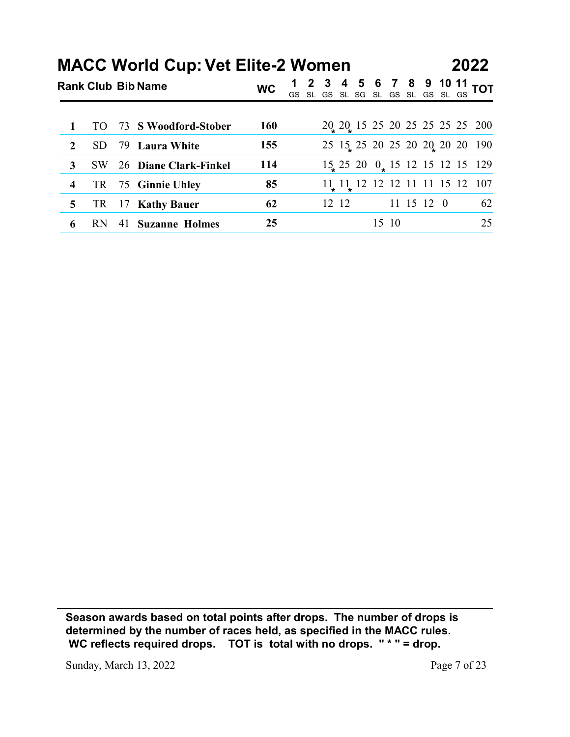# MACC World Cup: Vet Elite-2 Women — 2022

| Rank | Club | Bib | Name | WC | 1 GS | 2 SL | 3 GS | 4 SL | 5 SG | 6 SL | 7 GS | 8 SL | 9 GS | 10 SL | 11 GS | TOT |
|---|---|---|---|---|---|---|---|---|---|---|---|---|---|---|---|---|
| 1 | TO | 73 | **S Woodford-Stober** | **160** | | | 20* | 20* | 15 | 25 | 20 | 25 | 25 | 25 | 25 | 200 |
| 2 | SD | 79 | **Laura White** | **155** | | | 25 | 15* | 25 | 20 | 25 | 20 | 20* | 20 | 20 | 190 |
| 3 | SW | 26 | **Diane Clark-Finkel** | **114** | | | 15* | 25 | 20 | 0* | 15 | 12 | 15 | 12 | 15 | 129 |
| 4 | TR | 75 | **Ginnie Uhley** | **85** | | | 11* | 11* | 12 | 12 | 12 | 11 | 11 | 15 | 12 | 107 |
| 5 | TR | 17 | **Kathy Bauer** | **62** | | | 12 | 12 | | | 11 | 15 | 12 | 0 | | 62 |
| 6 | RN | 41 | **Suzanne Holmes** | **25** | | | | | | 15 | 10 | | | | | 25 |

**Season awards based on total points after drops. The number of drops is determined by the number of races held, as specified in the MACC rules. WC reflects required drops. TOT is total with no drops. " * " = drop.**

Sunday, March 13, 2022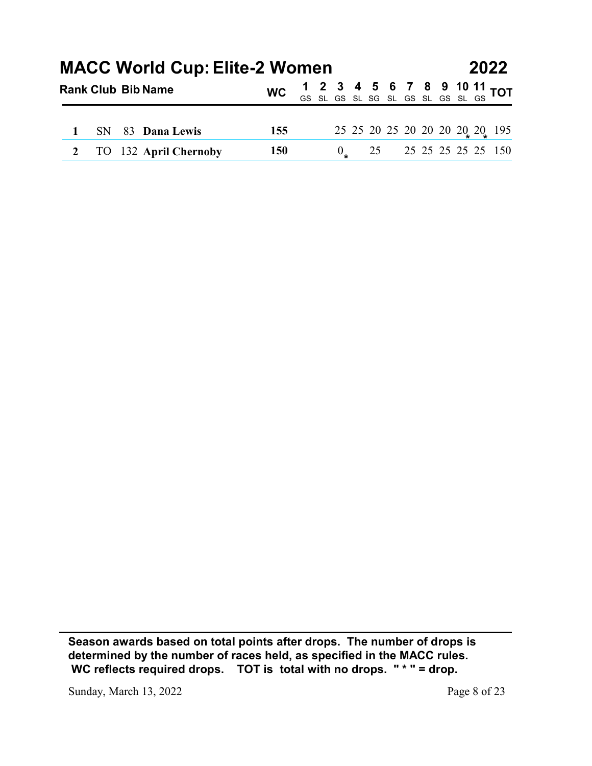# MACC World Cup: Elite-2 Women 2022

| Rank | Club | Bib | Name | WC | 1 GS | 2 SL | 3 GS | 4 SL | 5 SG | 6 SL | 7 GS | 8 SL | 9 GS | 10 SL | 11 GS | TOT |
|---|---|---|---|---|---|---|---|---|---|---|---|---|---|---|---|---|
| 1 | SN | 83 | **Dana Lewis** | **155** | | | 25 | 25 | 20 | 25 | 20 | 20 | 20 | 20 * | 20 * | 195 |
| 2 | TO | 132 | **April Chernoby** | **150** | | | 0 * | | 25 | | 25 | 25 | 25 | 25 | 25 | 150 |

**Season awards based on total points after drops. The number of drops is determined by the number of races held, as specified in the MACC rules. WC reflects required drops. TOT is total with no drops. " * " = drop.**

Sunday, March 13, 2022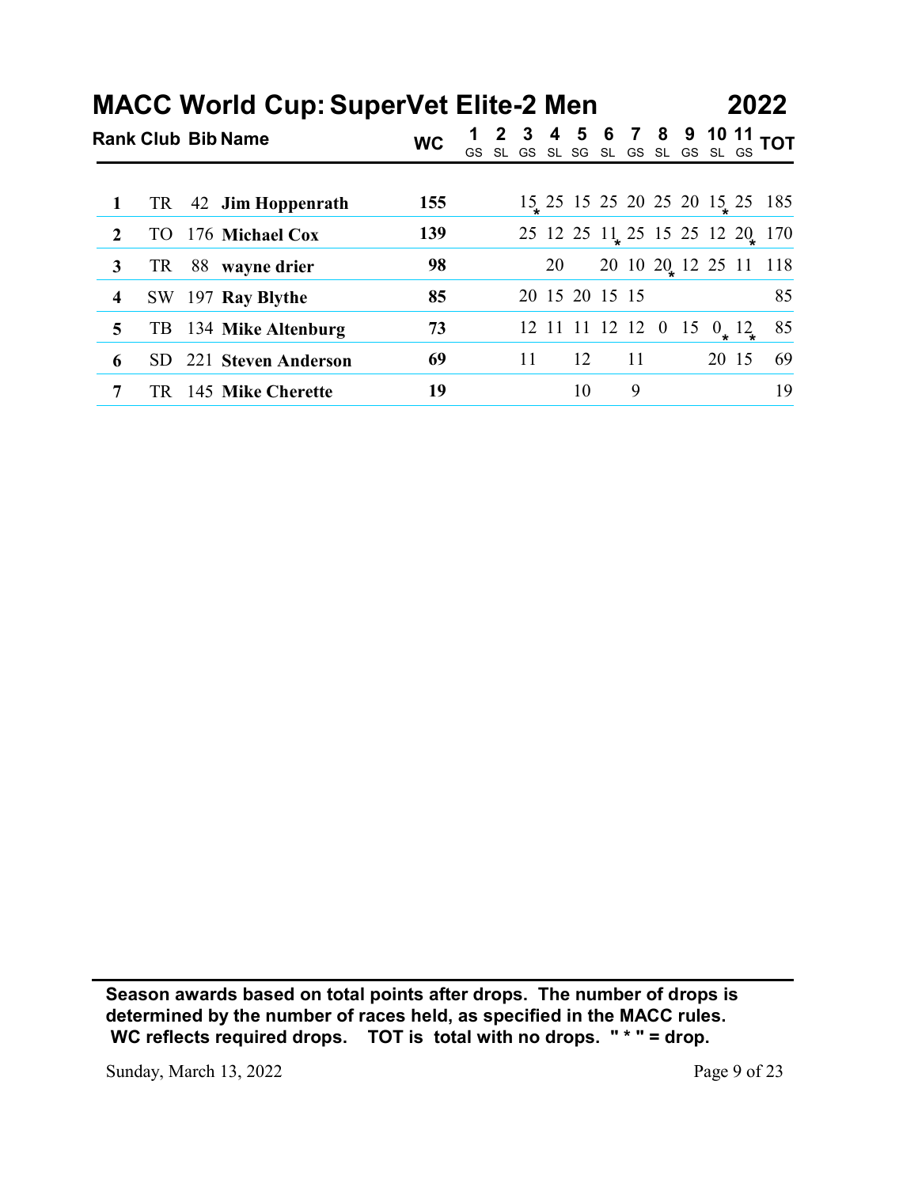# MACC World Cup: SuperVet Elite-2 Men — 2022

| Rank | Club | Bib | Name | WC | 1 GS | 2 SL | 3 GS | 4 SL | 5 SG | 6 SL | 7 GS | 8 SL | 9 GS | 10 SL | 11 GS | TOT |
|---|---|---|---|---|---|---|---|---|---|---|---|---|---|---|---|---|
| 1 | TR | 42 | **Jim Hoppenrath** | **155** | | | 15* | 25 | 15 | 25 | 20 | 25 | 20 | 15* | 25 | 185 |
| 2 | TO | 176 | **Michael Cox** | **139** | | | 25 | 12 | 25 | 11* | 25 | 15 | 25 | 12 | 20* | 170 |
| 3 | TR | 88 | **wayne drier** | **98** | | | | 20 | | 20 | 10 | 20* | 12 | 25 | 11 | 118 |
| 4 | SW | 197 | **Ray Blythe** | **85** | | | 20 | 15 | 20 | 15 | 15 | | | | | 85 |
| 5 | TB | 134 | **Mike Altenburg** | **73** | | | 12 | 11 | 11 | 12 | 12 | 0 | 15 | 0* | 12* | 85 |
| 6 | SD | 221 | **Steven Anderson** | **69** | | | 11 | | 12 | | 11 | | | 20 | 15 | 69 |
| 7 | TR | 145 | **Mike Cherette** | **19** | | | | | 10 | | 9 | | | | | 19 |

**Season awards based on total points after drops. The number of drops is determined by the number of races held, as specified in the MACC rules. WC reflects required drops. TOT is total with no drops. " * " = drop.**

Sunday, March 13, 2022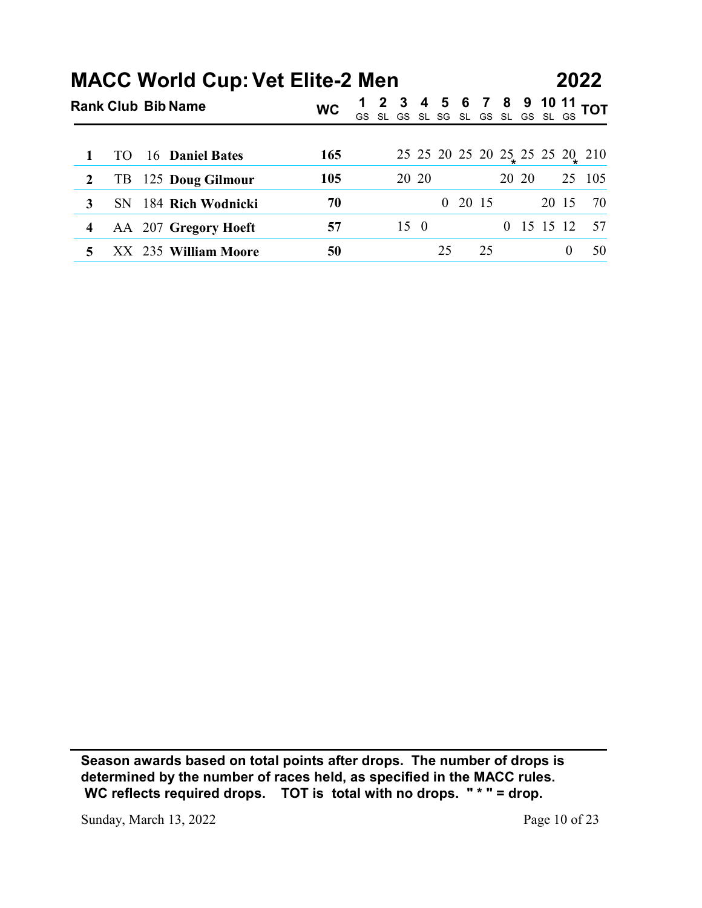# MACC World Cup: Vet Elite-2 Men 2022

| Rank | Club | Bib | Name | WC | 1 GS | 2 SL | 3 GS | 4 SL | 5 SG | 6 SL | 7 GS | 8 SL | 9 GS | 10 SL | 11 GS | TOT |
|---|---|---|---|---|---|---|---|---|---|---|---|---|---|---|---|---|
| 1 | TO | 16 | **Daniel Bates** | **165** | | | 25 | 25 | 20 | 25 | 20 | 25* | 25 | 25 | 20* | 210 |
| 2 | TB | 125 | **Doug Gilmour** | **105** | | | 20 | 20 | | | | 20 | 20 | | 25 | 105 |
| 3 | SN | 184 | **Rich Wodnicki** | **70** | | | | | 0 | 20 | 15 | | | 20 | 15 | 70 |
| 4 | AA | 207 | **Gregory Hoeft** | **57** | | | 15 | 0 | | | | 0 | 15 | 15 | 12 | 57 |
| 5 | XX | 235 | **William Moore** | **50** | | | | | 25 | | 25 | | | | 0 | 50 |

**Season awards based on total points after drops. The number of drops is determined by the number of races held, as specified in the MACC rules. WC reflects required drops. TOT is total with no drops. " * " = drop.**

Sunday, March 13, 2022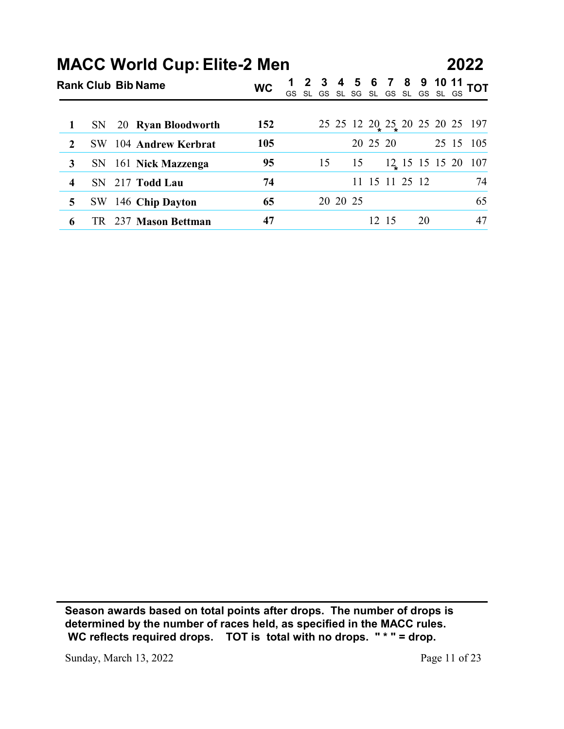# MACC World Cup: Elite-2 Men

## 2022

| Rank | Club | Bib | Name | WC | 1 | 2 | 3 | 4 | 5 | 6 | 7 | 8 | 9 | 10 | 11 | TOT |
|---|---|---|---|---|---|---|---|---|---|---|---|---|---|---|---|---|
| | | | | | GS | SL | GS | SL | SG | SL | GS | SL | GS | SL | GS | |
| **1** | SN | 20 | **Ryan Bloodworth** | **152** | | | 25 | 25 | 12 | 20* | 25* | 20 | 25 | 20 | 25 | 197 |
| **2** | SW | 104 | **Andrew Kerbrat** | **105** | | | | | 20 | 25 | 20 | | | 25 | 15 | 105 |
| **3** | SN | 161 | **Nick Mazzenga** | **95** | | | 15 | | 15 | | 12* | 15 | 15 | 15 | 20 | 107 |
| **4** | SN | 217 | **Todd Lau** | **74** | | | | | 11 | 15 | 11 | 25 | 12 | | | 74 |
| **5** | SW | 146 | **Chip Dayton** | **65** | | | 20 | 20 | 25 | | | | | | | 65 |
| **6** | TR | 237 | **Mason Bettman** | **47** | | | | | | 12 | 15 | | 20 | | | 47 |

**Season awards based on total points after drops. The number of drops is determined by the number of races held, as specified in the MACC rules. WC reflects required drops. TOT is total with no drops. " * " = drop.**

Sunday, March 13, 2022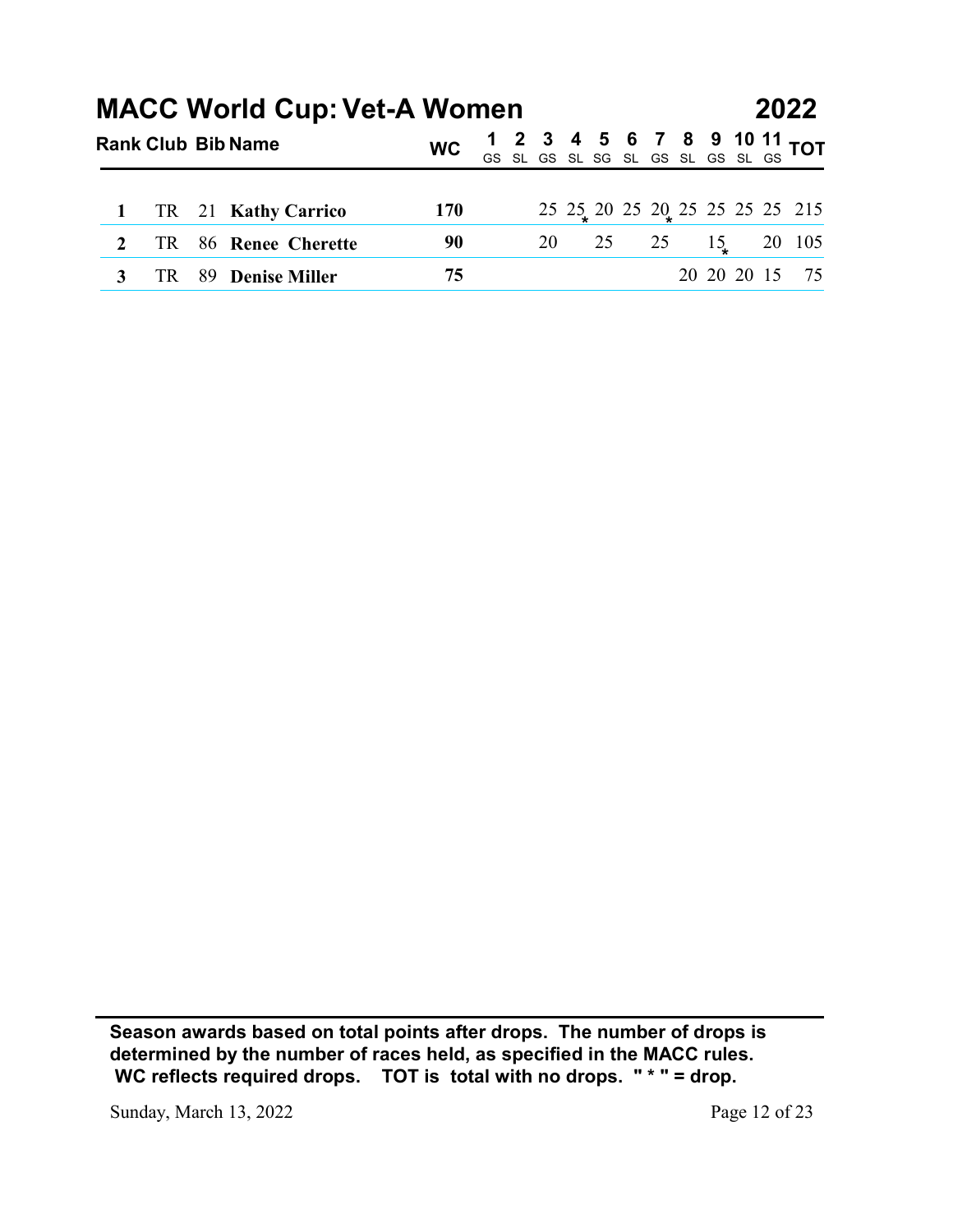# MACC World Cup: Vet-A Women 2022

| Rank | Club | Bib | Name | WC | 1 GS | 2 SL | 3 GS | 4 SL | 5 SG | 6 SL | 7 GS | 8 SL | 9 GS | 10 SL | 11 GS | TOT |
|---|---|---|---|---|---|---|---|---|---|---|---|---|---|---|---|---|
| **1** | TR | 21 | **Kathy Carrico** | **170** | | | 25 | 25* | 20 | 25 | 20* | 25 | 25 | 25 | 25 | 215 |
| **2** | TR | 86 | **Renee Cherette** | **90** | | | 20 | | 25 | | 25 | | 15* | | 20 | 105 |
| **3** | TR | 89 | **Denise Miller** | **75** | | | | | | | | 20 | 20 | 20 | 15 | 75 |

**Season awards based on total points after drops. The number of drops is determined by the number of races held, as specified in the MACC rules. WC reflects required drops. TOT is total with no drops. " * " = drop.**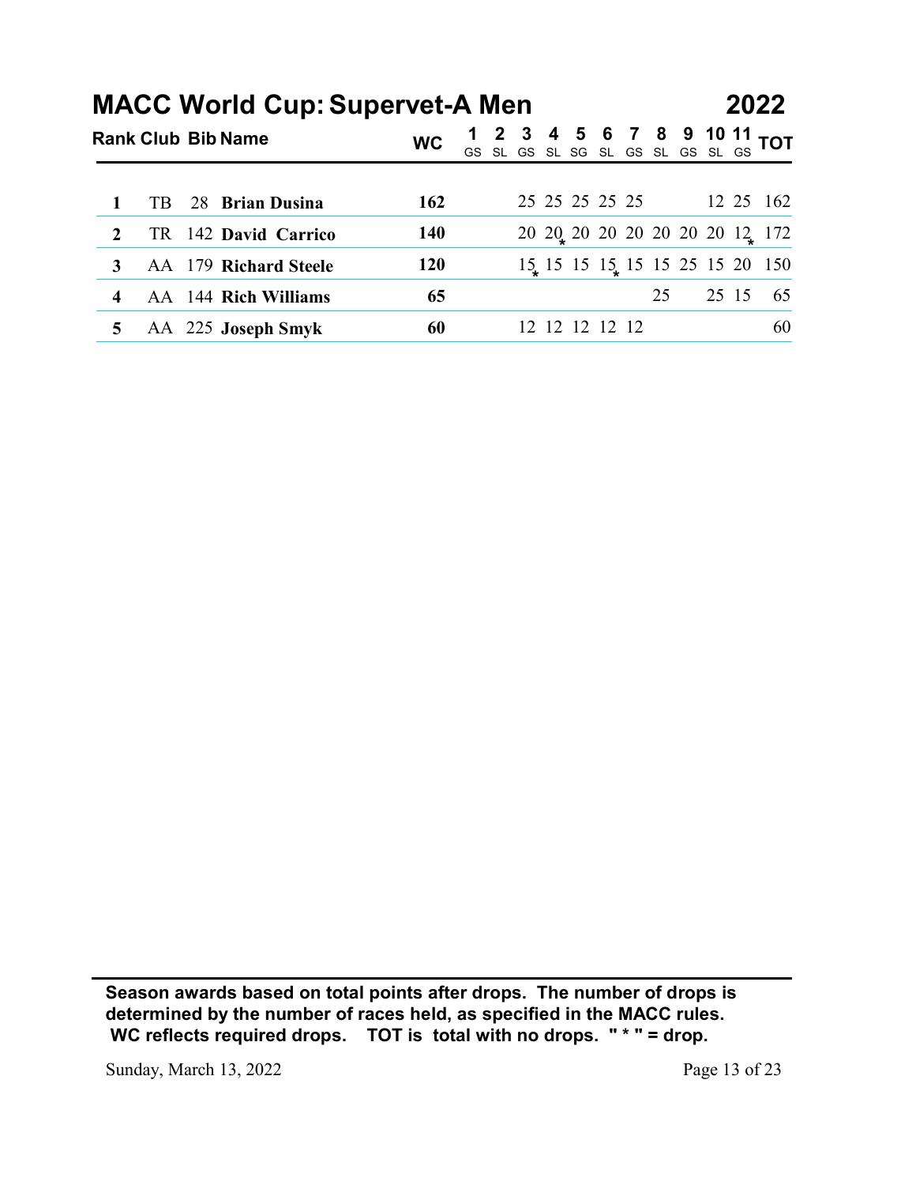# MACC World Cup: Supervet-A Men 2022

| Rank | Club | Bib | Name | WC | 1 GS | 2 SL | 3 GS | 4 SL | 5 SG | 6 SL | 7 GS | 8 SL | 9 GS | 10 SL | 11 GS | TOT |
|---|---|---|---|---|---|---|---|---|---|---|---|---|---|---|---|---|
| 1 | TB | 28 | **Brian Dusina** | **162** | | | 25 | 25 | 25 | 25 | 25 | | | 12 | 25 | 162 |
| 2 | TR | 142 | **David Carrico** | **140** | | | 20 | 20* | 20 | 20 | 20 | 20 | 20 | 20 | 12* | 172 |
| 3 | AA | 179 | **Richard Steele** | **120** | | | 15* | 15 | 15 | 15* | 15 | 15 | 25 | 15 | 20 | 150 |
| 4 | AA | 144 | **Rich Williams** | **65** | | | | | | | | 25 | | 25 | 15 | 65 |
| 5 | AA | 225 | **Joseph Smyk** | **60** | | | 12 | 12 | 12 | 12 | 12 | | | | | 60 |

**Season awards based on total points after drops. The number of drops is determined by the number of races held, as specified in the MACC rules. WC reflects required drops. TOT is total with no drops. " * " = drop.**

Sunday, March 13, 2022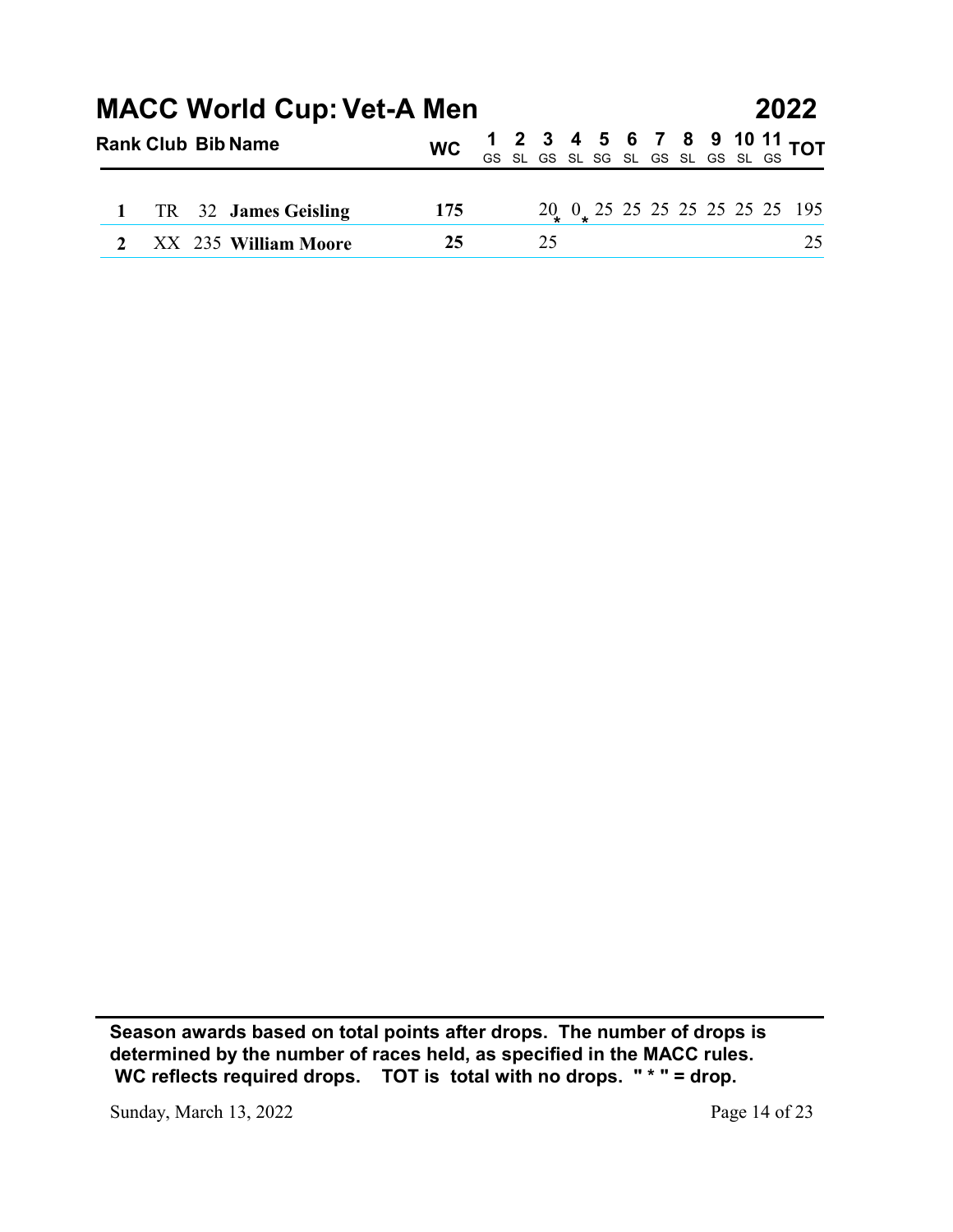# MACC World Cup: Vet-A Men 2022

| Rank | Club | Bib | Name | WC | 1 GS | 2 SL | 3 GS | 4 SL | 5 SG | 6 SL | 7 GS | 8 SL | 9 GS | 10 SL | 11 GS | TOT |
|---|---|---|---|---|---|---|---|---|---|---|---|---|---|---|---|---|
| 1 | TR | 32 | **James Geisling** | **175** | | | 20 * | 0 * | 25 | 25 | 25 | 25 | 25 | 25 | 25 | 195 |
| 2 | XX | 235 | **William Moore** | **25** | | | 25 | | | | | | | | | 25 |

**Season awards based on total points after drops. The number of drops is determined by the number of races held, as specified in the MACC rules. WC reflects required drops. TOT is total with no drops. " * " = drop.**

Sunday, March 13, 2022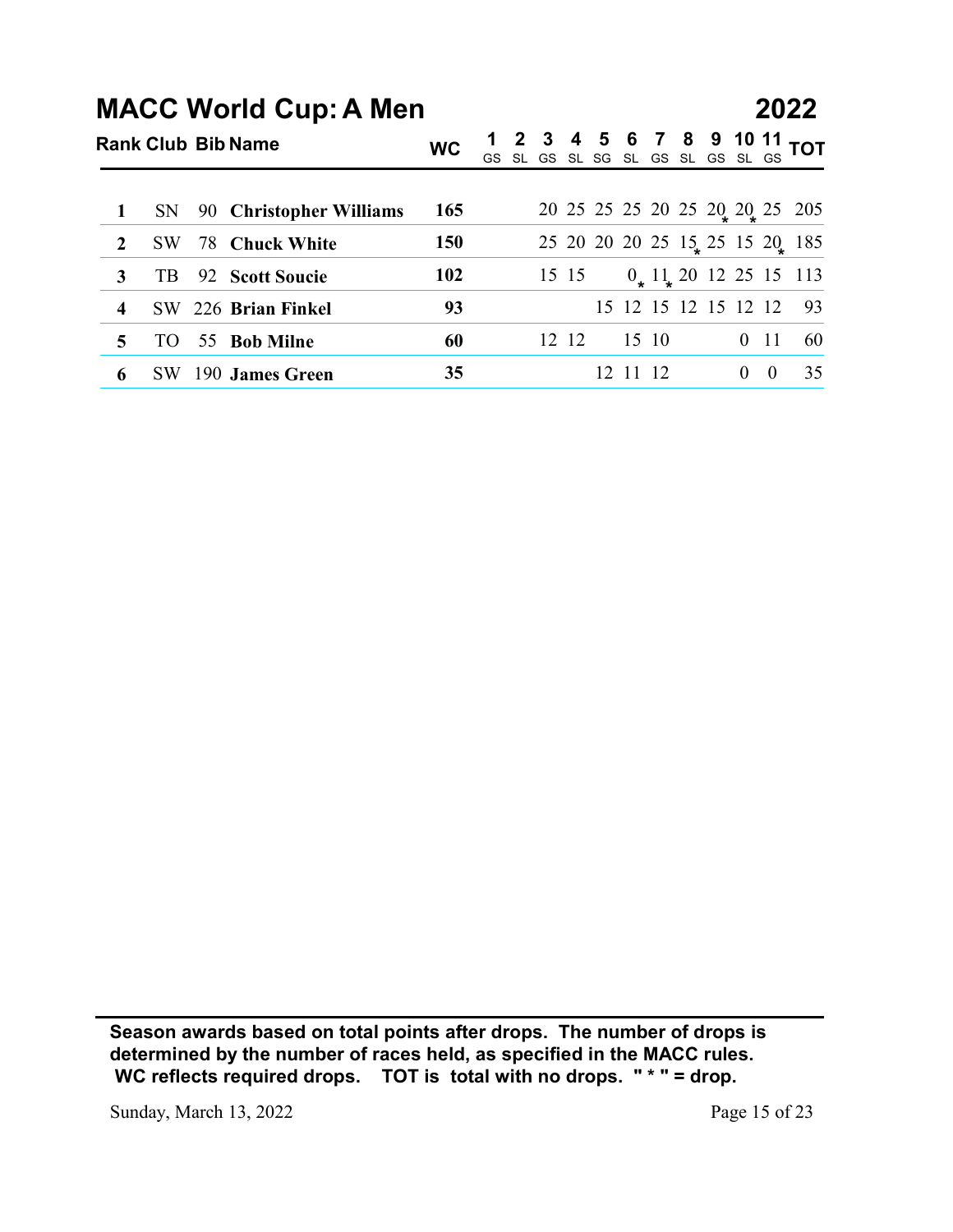# MACC World Cup: A Men

## 2022

| Rank | Club | Bib | Name | WC | 1 GS | 2 SL | 3 GS | 4 SL | 5 SG | 6 SL | 7 GS | 8 SL | 9 GS | 10 SL | 11 GS | TOT |
|---|---|---|---|---|---|---|---|---|---|---|---|---|---|---|---|---|
| **1** | SN | 90 | **Christopher Williams** | **165** | | | 20 | 25 | 25 | 25 | 20 | 25 | 20* | 20* | 25 | 205 |
| **2** | SW | 78 | **Chuck White** | **150** | | | 25 | 20 | 20 | 20 | 25 | 15* | 25 | 15 | 20* | 185 |
| **3** | TB | 92 | **Scott Soucie** | **102** | | | 15 | 15 | | 0* | 11* | 20 | 12 | 25 | 15 | 113 |
| **4** | SW | 226 | **Brian Finkel** | **93** | | | | | 15 | 12 | 15 | 12 | 15 | 12 | 12 | 93 |
| **5** | TO | 55 | **Bob Milne** | **60** | | | 12 | 12 | | 15 | 10 | | | 0 | 11 | 60 |
| **6** | SW | 190 | **James Green** | **35** | | | | | 12 | 11 | 12 | | | 0 | 0 | 35 |

**Season awards based on total points after drops. The number of drops is determined by the number of races held, as specified in the MACC rules. WC reflects required drops. TOT is total with no drops. " * " = drop.**

Sunday, March 13, 2022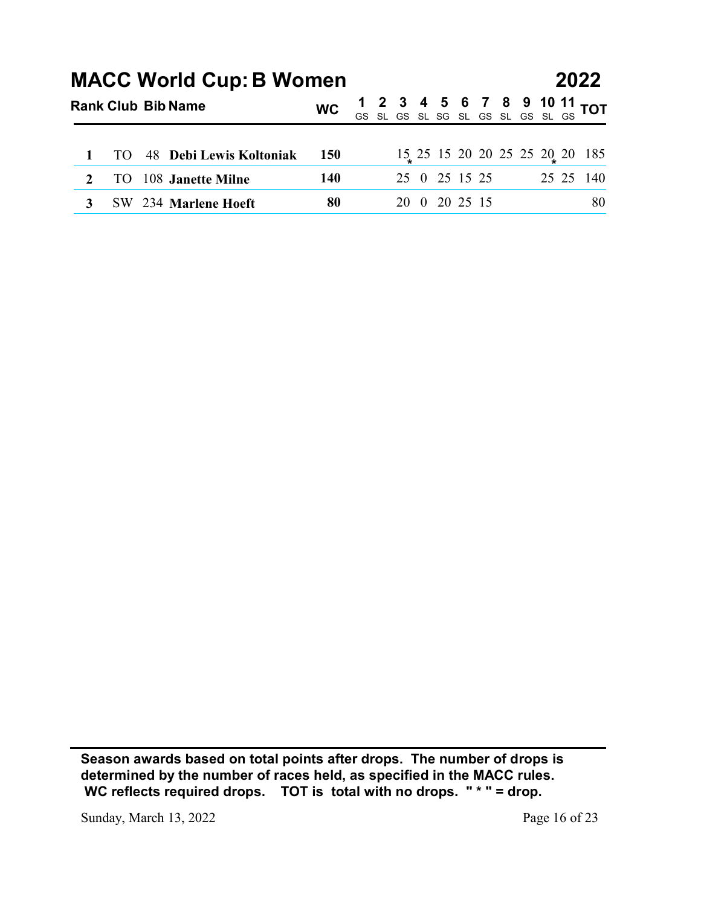# MACC World Cup: B Women 2022

| Rank | Club | Bib | Name | WC | 1 GS | 2 SL | 3 GS | 4 SL | 5 SG | 6 SL | 7 GS | 8 SL | 9 GS | 10 SL | 11 GS | TOT |
|---|---|---|---|---|---|---|---|---|---|---|---|---|---|---|---|---|
| 1 | TO | 48 | **Debi Lewis Koltoniak** | **150** | | | 15* | 25 | 15 | 20 | 20 | 25 | 25 | 20* | 20 | 185 |
| 2 | TO | 108 | **Janette Milne** | **140** | | | 25 | 0 | 25 | 15 | 25 | | | 25 | 25 | 140 |
| 3 | SW | 234 | **Marlene Hoeft** | **80** | | | 20 | 0 | 20 | 25 | 15 | | | | | 80 |

**Season awards based on total points after drops. The number of drops is determined by the number of races held, as specified in the MACC rules. WC reflects required drops. TOT is total with no drops. " * " = drop.**

Sunday, March 13, 2022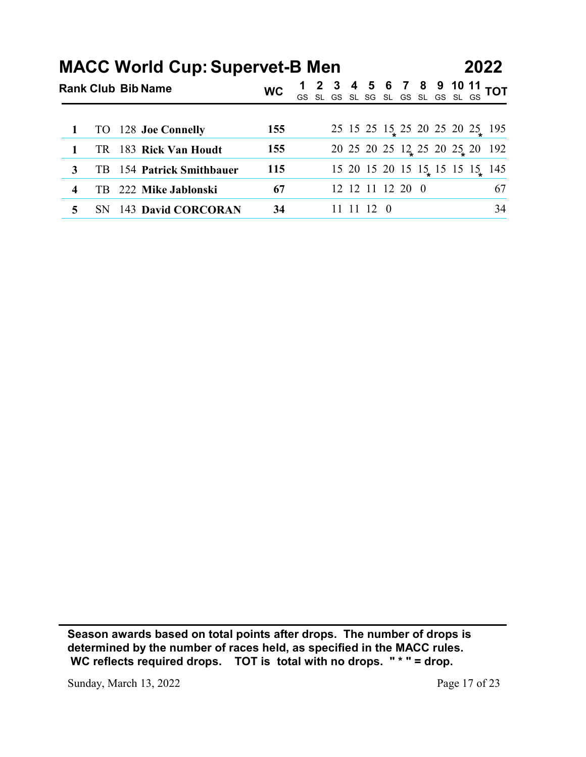# MACC World Cup: Supervet-B Men 2022

| Rank | Club | Bib | Name | WC | 1 GS | 2 SL | 3 GS | 4 SL | 5 SG | 6 SL | 7 GS | 8 SL | 9 GS | 10 SL | 11 GS | TOT |
|---|---|---|---|---|---|---|---|---|---|---|---|---|---|---|---|---|
| 1 | TO | 128 | **Joe Connelly** | **155** | | | 25 | 15 | 25 | 15* | 25 | 20 | 25 | 20 | 25* | 195 |
| 1 | TR | 183 | **Rick Van Houdt** | **155** | | | 20 | 25 | 20 | 25 | 12* | 25 | 20 | 25* | 20 | 192 |
| 3 | TB | 154 | **Patrick Smithbauer** | **115** | | | 15 | 20 | 15 | 20 | 15 | 15* | 15 | 15 | 15* | 145 |
| 4 | TB | 222 | **Mike Jablonski** | **67** | | | 12 | 12 | 11 | 12 | 20 | 0 | | | | 67 |
| 5 | SN | 143 | **David CORCORAN** | **34** | | | 11 | 11 | 12 | 0 | | | | | | 34 |

**Season awards based on total points after drops. The number of drops is determined by the number of races held, as specified in the MACC rules. WC reflects required drops. TOT is total with no drops. " * " = drop.**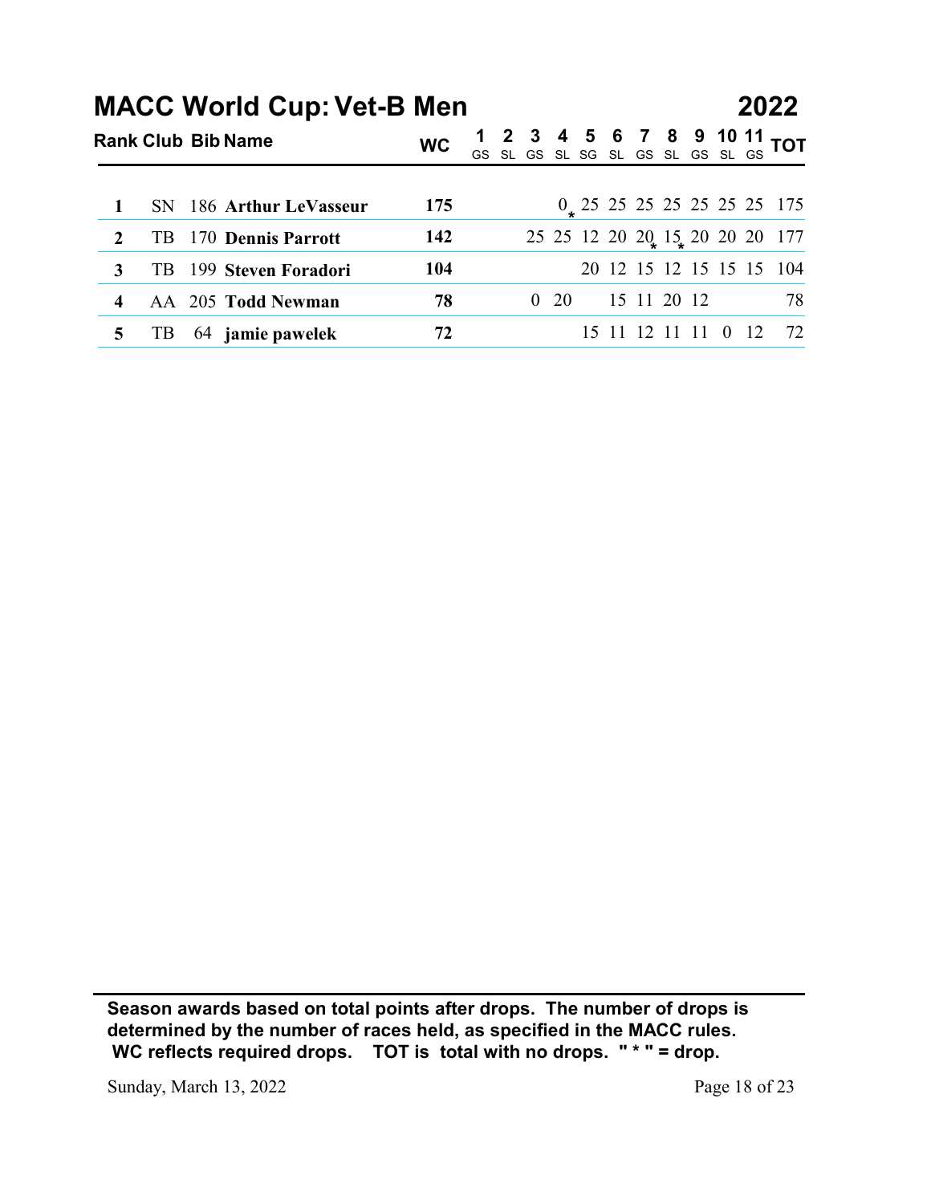# MACC World Cup: Vet-B Men

## 2022

| Rank | Club | Bib | Name | WC | 1 GS | 2 SL | 3 GS | 4 SL | 5 SG | 6 SL | 7 GS | 8 SL | 9 GS | 10 SL | 11 GS | TOT |
|---|---|---|---|---|---|---|---|---|---|---|---|---|---|---|---|---|
| 1 | SN | 186 | **Arthur LeVasseur** | **175** | | | | 0* | 25 | 25 | 25 | 25 | 25 | 25 | 25 | 175 |
| 2 | TB | 170 | **Dennis Parrott** | **142** | | | 25 | 25 | 12 | 20 | 20* | 15* | 20 | 20 | 20 | 177 |
| 3 | TB | 199 | **Steven Foradori** | **104** | | | | | 20 | 12 | 15 | 12 | 15 | 15 | 15 | 104 |
| 4 | AA | 205 | **Todd Newman** | **78** | | 0 | | 20 | | 15 | 11 | 20 | 12 | | | 78 |
| 5 | TB | 64 | **jamie pawelek** | **72** | | | | | 15 | 11 | 12 | 11 | 11 | 0 | 12 | 72 |

**Season awards based on total points after drops. The number of drops is determined by the number of races held, as specified in the MACC rules. WC reflects required drops. TOT is total with no drops. " * " = drop.**

Sunday, March 13, 2022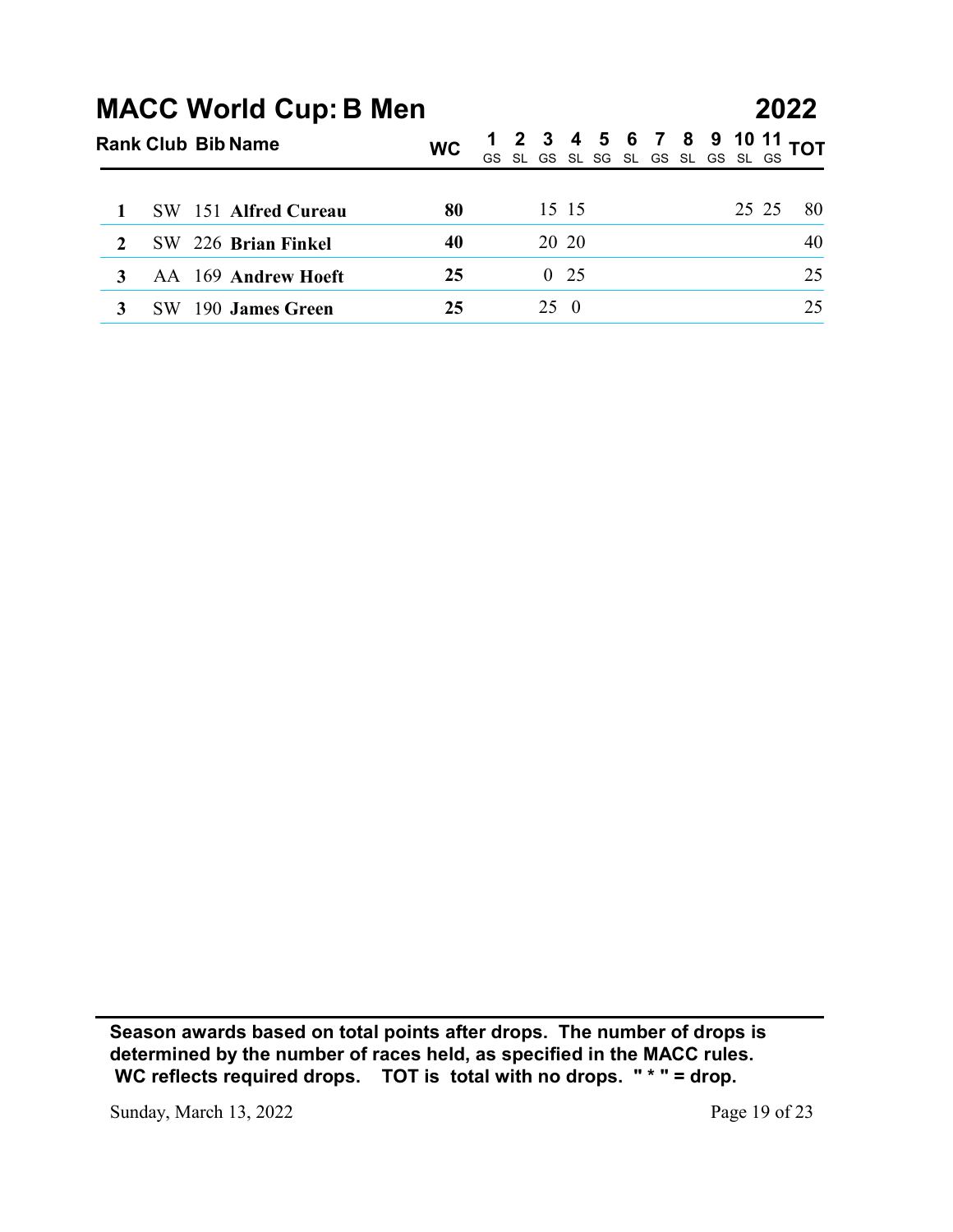# MACC World Cup: B Men 2022

| Rank | Club | Bib | Name | WC | 1 GS | 2 SL | 3 GS | 4 SL | 5 SG | 6 SL | 7 GS | 8 SL | 9 GS | 10 SL | 11 GS | TOT |
|---|---|---|---|---|---|---|---|---|---|---|---|---|---|---|---|---|
| 1 | SW | 151 | **Alfred Cureau** | **80** | | | 15 | 15 | | | | | | 25 | 25 | 80 |
| 2 | SW | 226 | **Brian Finkel** | **40** | | | 20 | 20 | | | | | | | | 40 |
| 3 | AA | 169 | **Andrew Hoeft** | **25** | | | 0 | 25 | | | | | | | | 25 |
| 3 | SW | 190 | **James Green** | **25** | | | 25 | 0 | | | | | | | | 25 |

**Season awards based on total points after drops. The number of drops is determined by the number of races held, as specified in the MACC rules. WC reflects required drops. TOT is total with no drops. " * " = drop.**

Sunday, March 13, 2022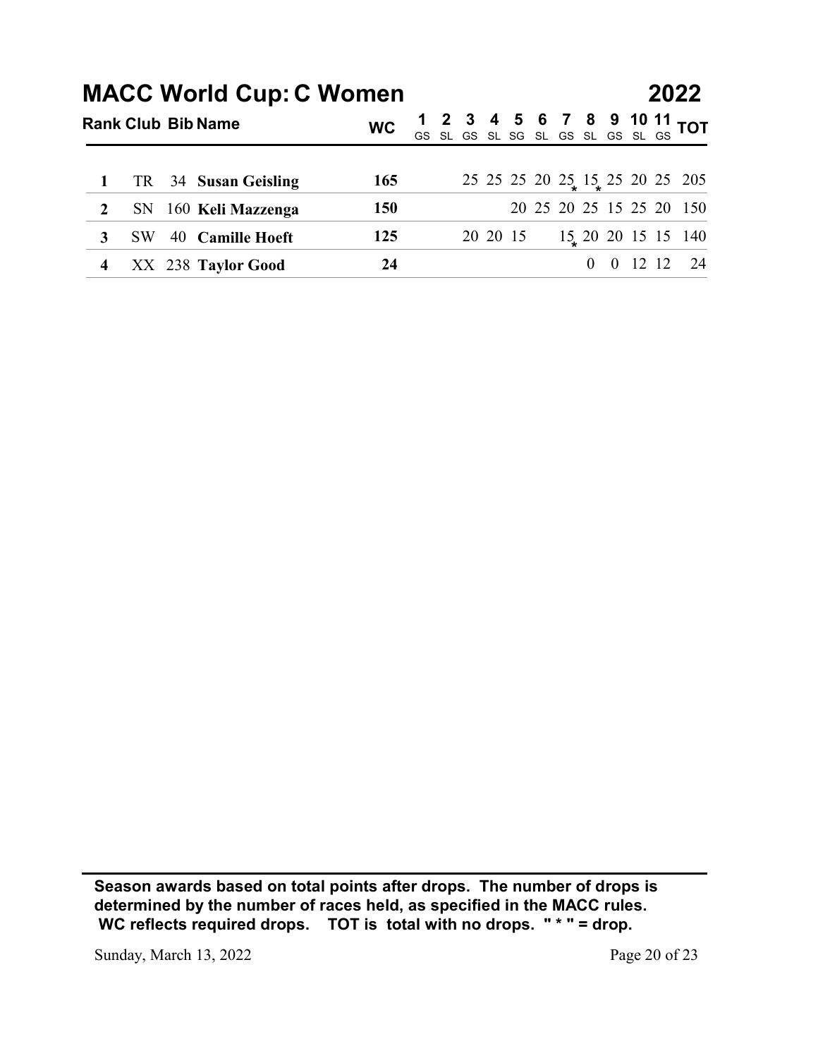# MACC World Cup: C Women — 2022

| Rank | Club | Bib | Name | WC | 1 GS | 2 SL | 3 GS | 4 SL | 5 SG | 6 SL | 7 GS | 8 SL | 9 GS | 10 SL | 11 GS | TOT |
|---|---|---|---|---|---|---|---|---|---|---|---|---|---|---|---|---|
| 1 | TR | 34 | **Susan Geisling** | **165** | | | 25 | 25 | 25 | 20 | 25* | 15* | 25 | 20 | 25 | 205 |
| 2 | SN | 160 | **Keli Mazzenga** | **150** | | | | | 20 | 25 | 20 | 25 | 15 | 25 | 20 | 150 |
| 3 | SW | 40 | **Camille Hoeft** | **125** | | | 20 | 20 | 15 | | 15* | 20 | 20 | 15 | 15 | 140 |
| 4 | XX | 238 | **Taylor Good** | **24** | | | | | | | | 0 | 0 | 12 | 12 | 24 |

**Season awards based on total points after drops. The number of drops is determined by the number of races held, as specified in the MACC rules. WC reflects required drops. TOT is total with no drops. " * " = drop.**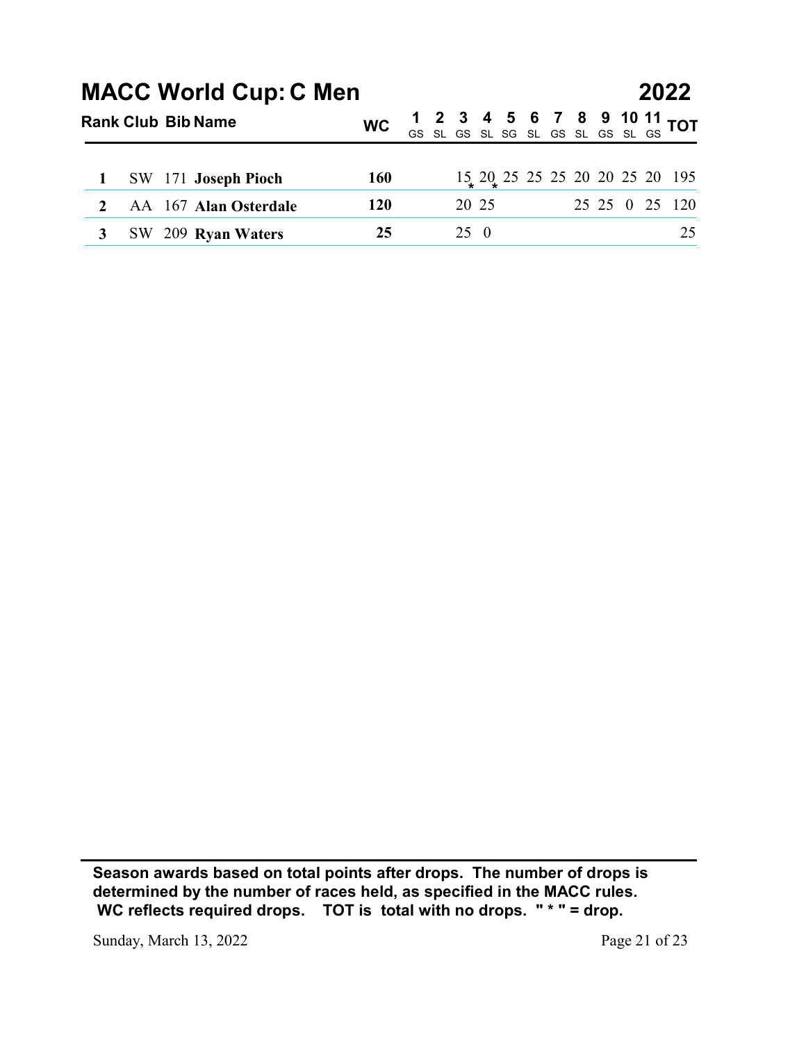# MACC World Cup: C Men 2022

| Rank | Club | Bib | Name | WC | 1 GS | 2 SL | 3 GS | 4 SL | 5 SG | 6 SL | 7 GS | 8 SL | 9 GS | 10 SL | 11 GS | TOT |
|---|---|---|---|---|---|---|---|---|---|---|---|---|---|---|---|---|
| **1** | SW | 171 | **Joseph Pioch** | **160** | | | 15* | 20* | 25 | 25 | 25 | 20 | 20 | 25 | 20 | 195 |
| **2** | AA | 167 | **Alan Osterdale** | **120** | | | 20 | 25 | | | | 25 | 25 | 0 | 25 | 120 |
| **3** | SW | 209 | **Ryan Waters** | **25** | | | 25 | 0 | | | | | | | | 25 |

**Season awards based on total points after drops. The number of drops is determined by the number of races held, as specified in the MACC rules. WC reflects required drops. TOT is total with no drops. " * " = drop.**

Sunday, March 13, 2022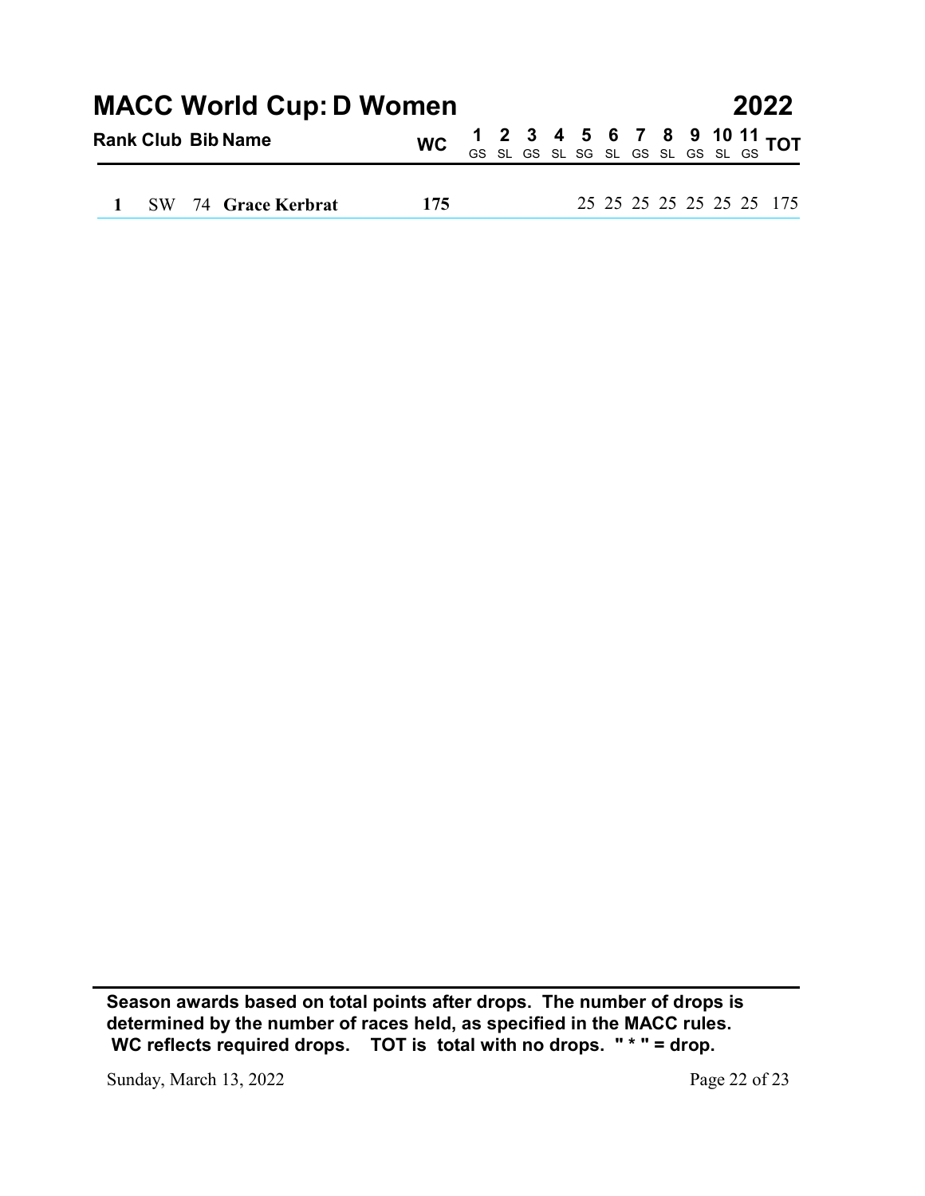# MACC World Cup: D Women 2022

| Rank | Club | Bib | Name | WC | 1 GS | 2 SL | 3 GS | 4 SL | 5 SG | 6 SL | 7 GS | 8 SL | 9 GS | 10 SL | 11 GS | TOT |
|---|---|---|---|---|---|---|---|---|---|---|---|---|---|---|---|---|
| 1 | SW | 74 | **Grace Kerbrat** | **175** | | | | | 25 | 25 | 25 | 25 | 25 | 25 | 25 | 175 |

**Season awards based on total points after drops. The number of drops is determined by the number of races held, as specified in the MACC rules. WC reflects required drops. TOT is total with no drops. " * " = drop.**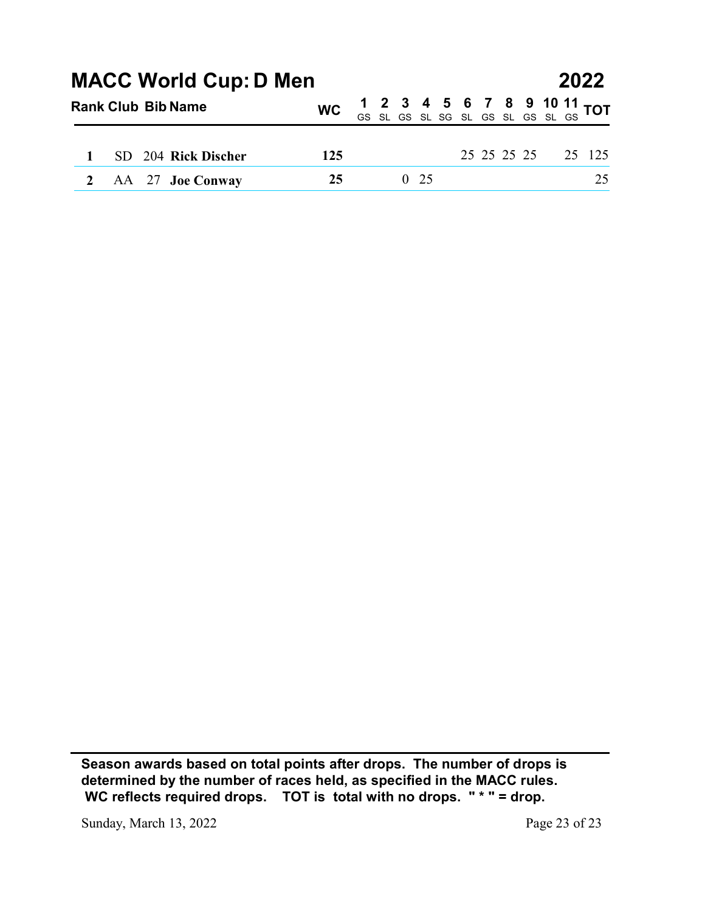# MACC World Cup: D Men

## 2022

| Rank | Club | Bib | Name | WC | 1 GS | 2 SL | 3 GS | 4 SL | 5 SG | 6 SL | 7 GS | 8 SL | 9 GS | 10 SL | 11 GS | TOT |
|---|---|---|---|---|---|---|---|---|---|---|---|---|---|---|---|---|
| 1 | SD | 204 | **Rick Discher** | **125** | | | | | | 25 | 25 | 25 | 25 | | 25 | 125 |
| 2 | AA | 27 | **Joe Conway** | **25** | | | 0 | 25 | | | | | | | | 25 |

**Season awards based on total points after drops. The number of drops is determined by the number of races held, as specified in the MACC rules. WC reflects required drops. TOT is total with no drops. " * " = drop.**